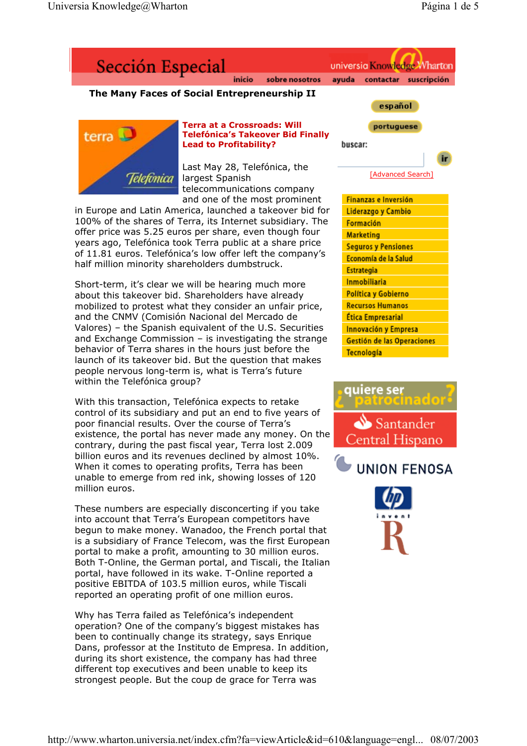# Sección Especial

The Many Faces of Social Entrepreneurship II

## Terra at a Crossroads: Will Telefónica's Takeover Bid Finally Lead to Profitability?

Last May 28, Telefónica, the largest Spanish telecommunications company and one of the most prominent in Europe and Latin America, launched a takeover bid for 100% of the shares of Terra, its Internet subsidiary. The offer price was 5.25 euros per share, even though four years ago, Telefónica took Terra public at a share price of 11.81 euros. Telefónica's low offer left the company's half million minority shareholders dumbstruck.

Short-term, it's clear we will be hearing much more about this takeover bid. Shareholders have already mobilized to protest what they consider an unfair price, and the CNMV (Comisión Nacional del Mercado de Valores) – the Spanish equivalent of the U.S. Securities and Exchange Commission – is investigating the strange behavior of Terra shares in the hours just before the launch of its takeover bid. But the question that makes people nervous long-term is, what is Terra's future within the Telefónica group?

With this transaction, Telefónica expects to retake control of its subsidiary and put an end to five years of poor financial results. Over the course of Terra's existence, the portal has never made any money. On the contrary, during the past fiscal year, Terra lost 2.009 billion euros and its revenues declined by almost 10%. When it comes to operating profits, Terra has been unable to emerge from red ink, showing losses of 120 million euros.

These numbers are especially disconcerting if you take into account that Terra's European competitors have begun to make money. Wanadoo, the French portal that is a subsidiary of France Telecom, was the first European portal to make a profit, amounting to 30 million euros. Both T-Online, the German portal, and Tiscali, the Italian portal, have followed in its wake. T-Online reported a positive EBITDA of 103.5 million euros, while Tiscali reported an operating profit of one million euros.

Why has Terra failed as Telefónica's independent operation? One of the company's biggest mistakes has been to continually change its strategy, says Enrique Dans, professor at the Instituto de Empresa. In addition, during its short existence, the company has had three different top executives and been unable to keep its strongest people. But the coup de grace for Terra was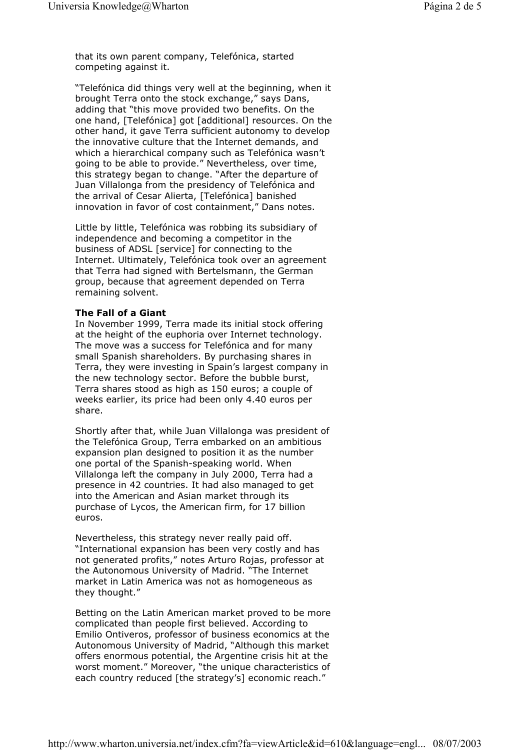that its own parent company, Telefónica, started competing against it.

"Telefónica did things very well at the beginning, when it brought Terra onto the stock exchange," says Dans, adding that "this move provided two benefits. On the one hand, [Telefónica] got [additional] resources. On the other hand, it gave Terra sufficient autonomy to develop the innovative culture that the Internet demands, and which a hierarchical company such as Telefónica wasn't going to be able to provide." Nevertheless, over time, this strategy began to change. "After the departure of Juan Villalonga from the presidency of Telefónica and the arrival of Cesar Alierta, [Telefónica] banished innovation in favor of cost containment," Dans notes.

Little by little, Telefónica was robbing its subsidiary of independence and becoming a competitor in the business of ADSL [service] for connecting to the Internet. Ultimately, Telefónica took over an agreement that Terra had signed with Bertelsmann, the German group, because that agreement depended on Terra remaining solvent.

**The Fall of a Giant**

In November 1999, Terra made its initial stock offering at the height of the euphoria over Internet technology. The move was a success for Telefónica and for many small Spanish shareholders. By purchasing shares in Terra, they were investing in Spain's largest company in the new technology sector. Before the bubble burst, Terra shares stood as high as 150 euros; a couple of weeks earlier, its price had been only 4.40 euros per share.

Shortly after that, while Juan Villalonga was president of the Telefónica Group, Terra embarked on an ambitious expansion plan designed to position it as the number one portal of the Spanish-speaking world. When Villalonga left the company in July 2000, Terra had a presence in 42 countries. It had also managed to get into the American and Asian market through its purchase of Lycos, the American firm, for 17 billion euros.

Nevertheless, this strategy never really paid off. "International expansion has been very costly and has not generated profits," notes Arturo Rojas, professor at the Autonomous University of Madrid. "The Internet market in Latin America was not as homogeneous as they thought."

Betting on the Latin American market proved to be more complicated than people first believed. According to Emilio Ontiveros, professor of business economics at the Autonomous University of Madrid, "Although this market offers enormous potential, the Argentine crisis hit at the worst moment." Moreover, "the unique characteristics of each country reduced [the strategy's] economic reach."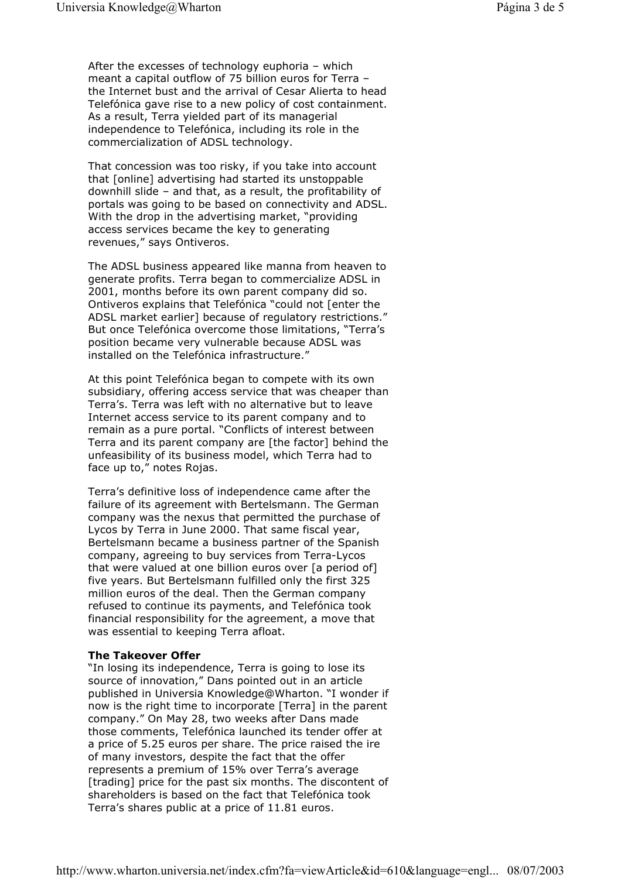After the excesses of technology euphoria – which meant a capital outflow of 75 billion euros for Terra – the Internet bust and the arrival of Cesar Alierta to head Telefónica gave rise to a new policy of cost containment. As a result, Terra yielded part of its managerial independence to Telefónica, including its role in the commercialization of ADSL technology.

That concession was too risky, if you take into account that [online] advertising had started its unstoppable downhill slide – and that, as a result, the profitability of portals was going to be based on connectivity and ADSL. With the drop in the advertising market, "providing access services became the key to generating revenues," says Ontiveros.

The ADSL business appeared like manna from heaven to generate profits. Terra began to commercialize ADSL in 2001, months before its own parent company did so. Ontiveros explains that Telefónica "could not [enter the ADSL market earlier] because of regulatory restrictions." But once Telefónica overcome those limitations, "Terra's position became very vulnerable because ADSL was installed on the Telefónica infrastructure."

At this point Telefónica began to compete with its own subsidiary, offering access service that was cheaper than Terra's. Terra was left with no alternative but to leave Internet access service to its parent company and to remain as a pure portal. "Conflicts of interest between Terra and its parent company are [the factor] behind the unfeasibility of its business model, which Terra had to face up to," notes Rojas.

Terra's definitive loss of independence came after the failure of its agreement with Bertelsmann. The German company was the nexus that permitted the purchase of Lycos by Terra in June 2000. That same fiscal year, Bertelsmann became a business partner of the Spanish company, agreeing to buy services from Terra-Lycos that were valued at one billion euros over [a period of] five years. But Bertelsmann fulfilled only the first 325 million euros of the deal. Then the German company refused to continue its payments, and Telefónica took financial responsibility for the agreement, a move that was essential to keeping Terra afloat.

**The Takeover Offer**

"In losing its independence, Terra is going to lose its source of innovation," Dans pointed out in an article published in Universia Knowledge@Wharton. "I wonder if now is the right time to incorporate [Terra] in the parent company." On May 28, two weeks after Dans made those comments, Telefónica launched its tender offer at a price of 5.25 euros per share. The price raised the ire of many investors, despite the fact that the offer represents a premium of 15% over Terra's average [trading] price for the past six months. The discontent of shareholders is based on the fact that Telefónica took Terra's shares public at a price of 11.81 euros.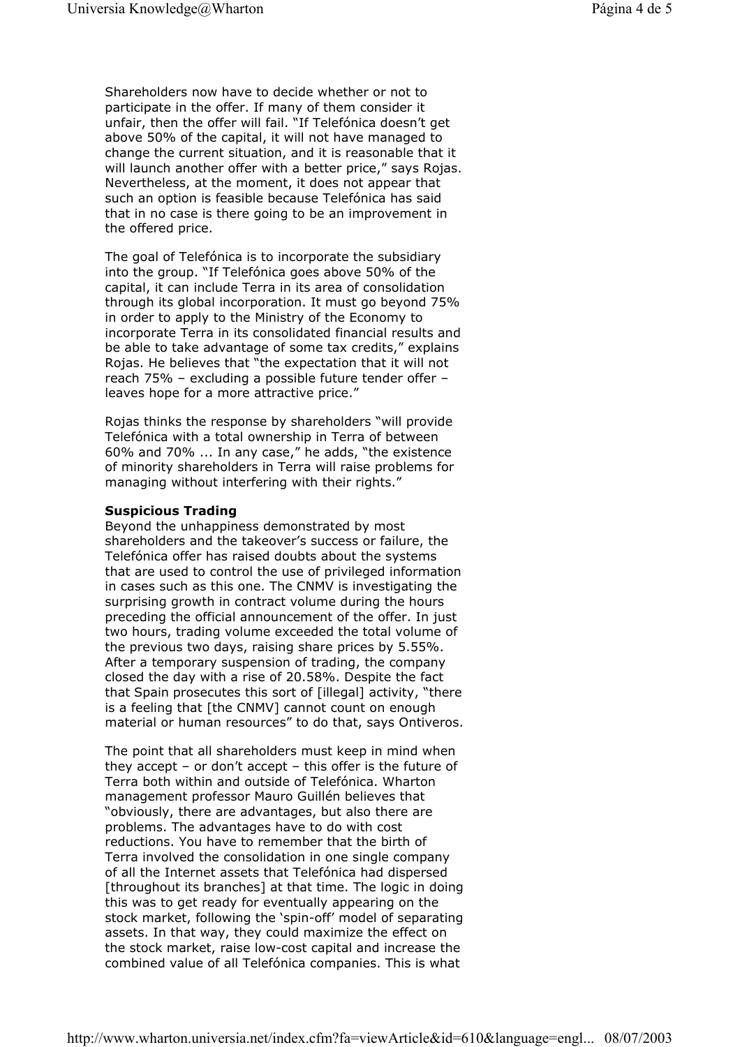Shareholders now have to decide whether or not to participate in the offer. If many of them consider it unfair, then the offer will fail. "If Telefónica doesn't get above 50% of the capital, it will not have managed to change the current situation, and it is reasonable that it will launch another offer with a better price," says Rojas. Nevertheless, at the moment, it does not appear that such an option is feasible because Telefónica has said that in no case is there going to be an improvement in the offered price.

The goal of Telefónica is to incorporate the subsidiary into the group. "If Telefónica goes above 50% of the capital, it can include Terra in its area of consolidation through its global incorporation. It must go beyond 75% in order to apply to the Ministry of the Economy to incorporate Terra in its consolidated financial results and be able to take advantage of some tax credits," explains Rojas. He believes that "the expectation that it will not reach 75% – excluding a possible future tender offer – leaves hope for a more attractive price."

Rojas thinks the response by shareholders "will provide Telefónica with a total ownership in Terra of between 60% and 70% ... In any case," he adds, "the existence of minority shareholders in Terra will raise problems for managing without interfering with their rights."

**Suspicious Trading**

Beyond the unhappiness demonstrated by most shareholders and the takeover's success or failure, the Telefónica offer has raised doubts about the systems that are used to control the use of privileged information in cases such as this one. The CNMV is investigating the surprising growth in contract volume during the hours preceding the official announcement of the offer. In just two hours, trading volume exceeded the total volume of the previous two days, raising share prices by 5.55%. After a temporary suspension of trading, the company closed the day with a rise of 20.58%. Despite the fact that Spain prosecutes this sort of [illegal] activity, "there is a feeling that [the CNMV] cannot count on enough material or human resources" to do that, says Ontiveros.

The point that all shareholders must keep in mind when they accept – or don't accept – this offer is the future of Terra both within and outside of Telefónica. Wharton management professor Mauro Guillén believes that "obviously, there are advantages, but also there are problems. The advantages have to do with cost reductions. You have to remember that the birth of Terra involved the consolidation in one single company of all the Internet assets that Telefónica had dispersed [throughout its branches] at that time. The logic in doing this was to get ready for eventually appearing on the stock market, following the 'spin-off' model of separating assets. In that way, they could maximize the effect on the stock market, raise low-cost capital and increase the combined value of all Telefónica companies. This is what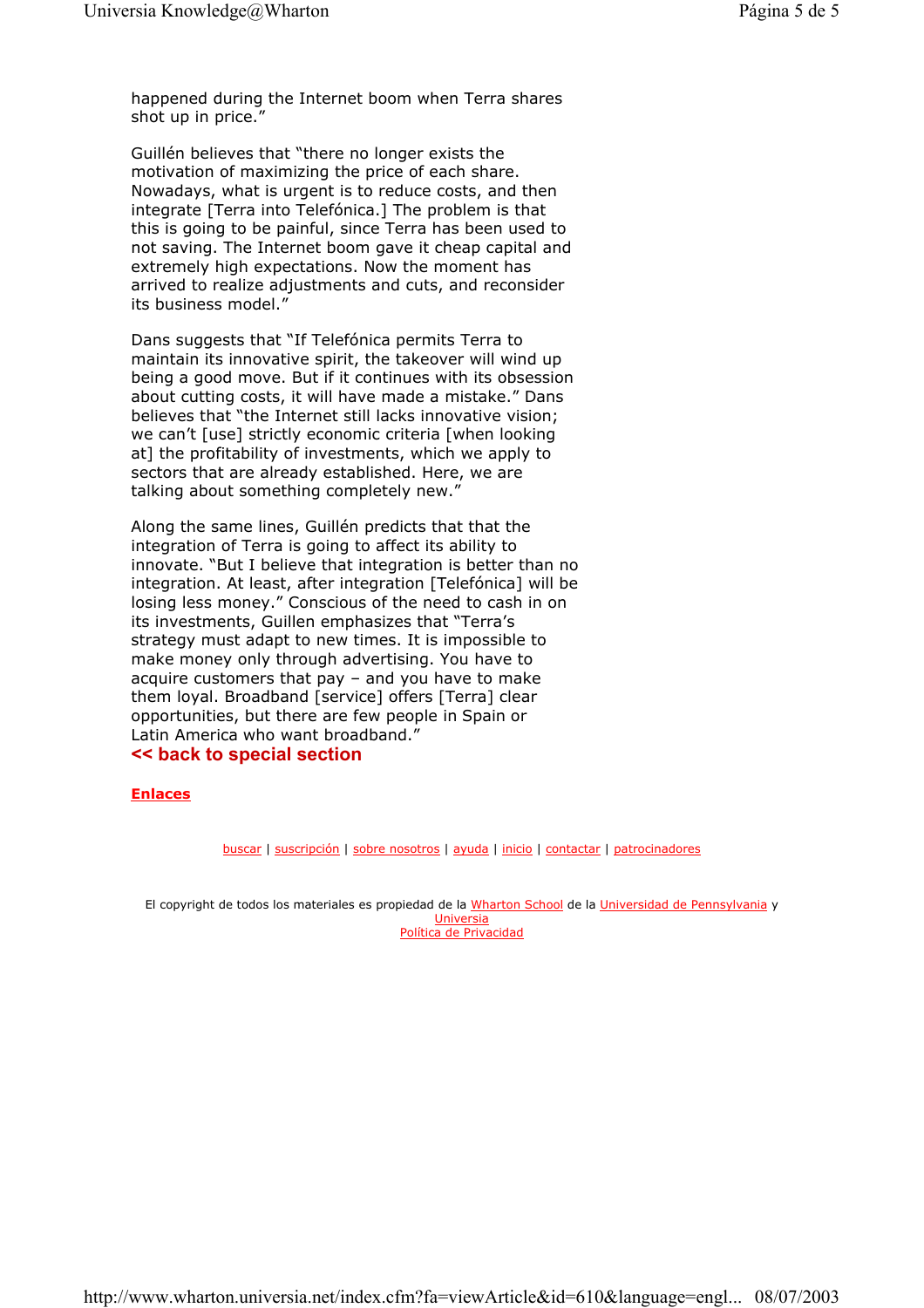happened during the Internet boom when Terra shares shot up in price."

Guillén believes that "there no longer exists the motivation of maximizing the price of each share. Nowadays, what is urgent is to reduce costs, and then integrate [Terra into Telefónica.] The problem is that this is going to be painful, since Terra has been used to not saving. The Internet boom gave it cheap capital and extremely high expectations. Now the moment has arrived to realize adjustments and cuts, and reconsider its business model."

Dans suggests that "If Telefónica permits Terra to maintain its innovative spirit, the takeover will wind up being a good move. But if it continues with its obsession about cutting costs, it will have made a mistake." Dans believes that "the Internet still lacks innovative vision; we can't [use] strictly economic criteria [when looking at] the profitability of investments, which we apply to sectors that are already established. Here, we are talking about something completely new."

Along the same lines, Guillén predicts that the integration of Terra is going to affect its ability to innovate. "But I believe that integration is better than no integration. At least, after integration [Telefónica] will be losing less money." Conscious of the need to cash in on its investments, Guillen emphasizes that "Terra's strategy must adapt to new times. It is impossible to make money only through advertising. You have to acquire customers that pay – and you have to make them loyal. Broadband [service] offers [Terra] clear opportunities, but there are few people in Spain or Latin America who want broadband."

**<< back to special section**

**Enlaces**

buscar | suscripción | sobre nosotros | ayuda | inicio | contactar | patrocinadores

El copyright de todos los materiales es propiedad de la Wharton School de la Universidad de Pennsylvania y Universia
Política de Privacidad